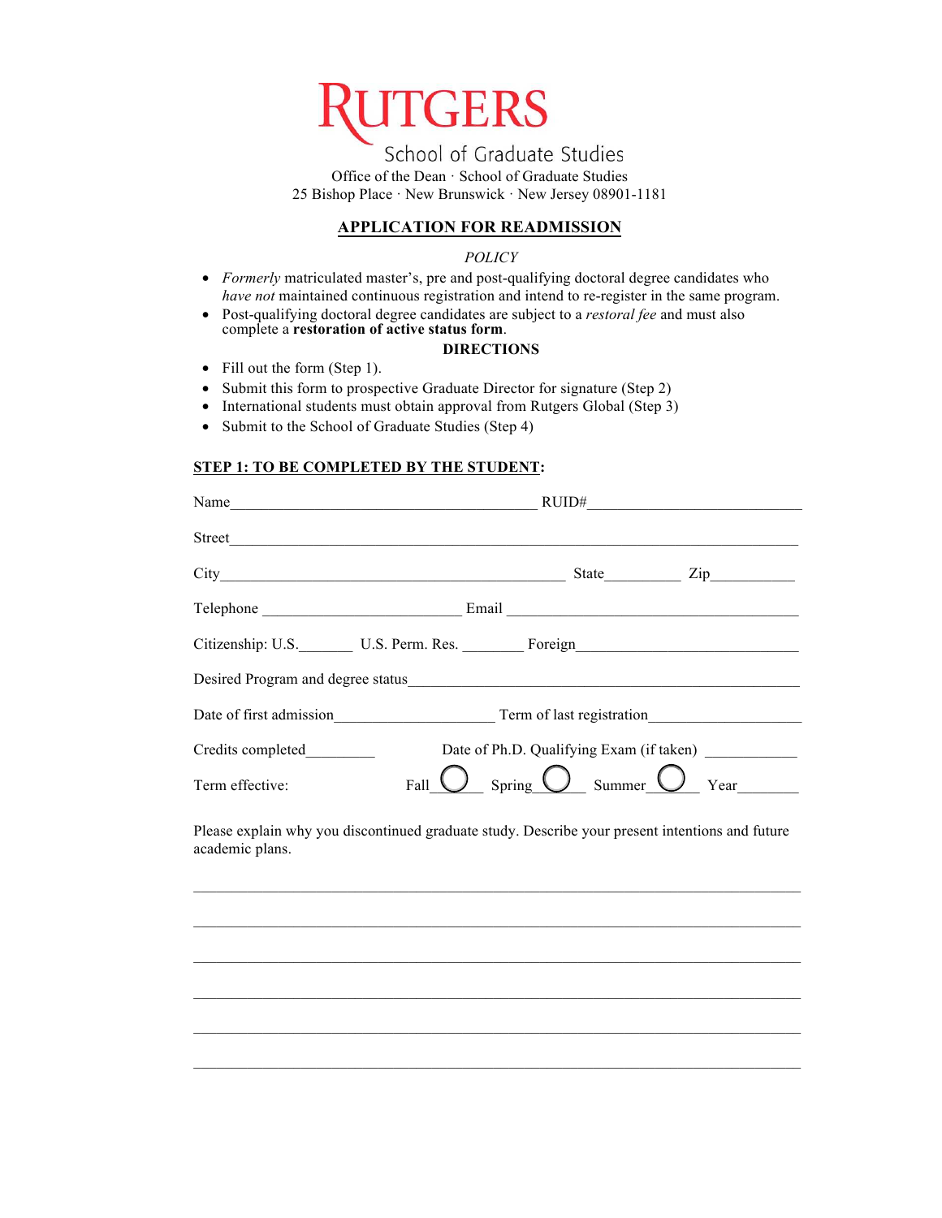# RUTGERS

School of Graduate Studies

Office of the Dean · School of Graduate Studies
25 Bishop Place · New Brunswick · New Jersey 08901-1181

## APPLICATION FOR READMISSION

*POLICY*

- *Formerly* matriculated master's, pre and post-qualifying doctoral degree candidates who *have not* maintained continuous registration and intend to re-register in the same program.
- Post-qualifying doctoral degree candidates are subject to a *restoral fee* and must also complete a **restoration of active status form**.

**DIRECTIONS**

- Fill out the form (Step 1).
- Submit this form to prospective Graduate Director for signature (Step 2)
- International students must obtain approval from Rutgers Global (Step 3)
- Submit to the School of Graduate Studies (Step 4)

### STEP 1: TO BE COMPLETED BY THE STUDENT:

Name\_\_\_\_\_\_\_\_\_\_\_\_\_\_\_\_\_\_\_\_\_\_\_\_\_\_\_\_\_\_\_\_\_\_\_\_\_\_\_\_ RUID#\_\_\_\_\_\_\_\_\_\_\_\_\_\_\_\_\_\_\_\_\_\_\_\_\_\_\_\_

Street\_\_\_\_\_\_\_\_\_\_\_\_\_\_\_\_\_\_\_\_\_\_\_\_\_\_\_\_\_\_\_\_\_\_\_\_\_\_\_\_\_\_\_\_\_\_\_\_\_\_\_\_\_\_\_\_\_\_\_\_\_\_\_\_\_\_\_\_\_\_\_\_

City\_\_\_\_\_\_\_\_\_\_\_\_\_\_\_\_\_\_\_\_\_\_\_\_\_\_\_\_\_\_\_\_\_\_\_\_\_\_\_\_\_\_\_\_\_\_ State\_\_\_\_\_\_\_\_\_\_ Zip\_\_\_\_\_\_\_\_\_\_\_

Telephone \_\_\_\_\_\_\_\_\_\_\_\_\_\_\_\_\_\_\_\_\_\_\_\_\_\_ Email \_\_\_\_\_\_\_\_\_\_\_\_\_\_\_\_\_\_\_\_\_\_\_\_\_\_\_\_\_\_\_\_\_\_\_\_\_\_

Citizenship: U.S.\_\_\_\_\_\_\_ U.S. Perm. Res. \_\_\_\_\_\_\_\_ Foreign\_\_\_\_\_\_\_\_\_\_\_\_\_\_\_\_\_\_\_\_\_\_\_\_\_\_\_\_\_

Desired Program and degree status\_\_\_\_\_\_\_\_\_\_\_\_\_\_\_\_\_\_\_\_\_\_\_\_\_\_\_\_\_\_\_\_\_\_\_\_\_\_\_\_\_\_\_\_\_\_\_\_\_\_

Date of first admission\_\_\_\_\_\_\_\_\_\_\_\_\_\_\_\_\_\_\_\_\_ Term of last registration\_\_\_\_\_\_\_\_\_\_\_\_\_\_\_\_\_\_\_\_

Credits completed\_\_\_\_\_\_\_\_\_ Date of Ph.D. Qualifying Exam (if taken) \_\_\_\_\_\_\_\_\_\_\_\_

Term effective: Fall ◯ Spring ◯ Summer ◯ Year\_\_\_\_\_\_\_\_

Please explain why you discontinued graduate study. Describe your present intentions and future academic plans.

\_\_\_\_\_\_\_\_\_\_\_\_\_\_\_\_\_\_\_\_\_\_\_\_\_\_\_\_\_\_\_\_\_\_\_\_\_\_\_\_\_\_\_\_\_\_\_\_\_\_\_\_\_\_\_\_\_\_\_\_\_\_\_\_\_\_\_\_\_\_\_\_\_\_\_\_\_\_

\_\_\_\_\_\_\_\_\_\_\_\_\_\_\_\_\_\_\_\_\_\_\_\_\_\_\_\_\_\_\_\_\_\_\_\_\_\_\_\_\_\_\_\_\_\_\_\_\_\_\_\_\_\_\_\_\_\_\_\_\_\_\_\_\_\_\_\_\_\_\_\_\_\_\_\_\_\_

\_\_\_\_\_\_\_\_\_\_\_\_\_\_\_\_\_\_\_\_\_\_\_\_\_\_\_\_\_\_\_\_\_\_\_\_\_\_\_\_\_\_\_\_\_\_\_\_\_\_\_\_\_\_\_\_\_\_\_\_\_\_\_\_\_\_\_\_\_\_\_\_\_\_\_\_\_\_

\_\_\_\_\_\_\_\_\_\_\_\_\_\_\_\_\_\_\_\_\_\_\_\_\_\_\_\_\_\_\_\_\_\_\_\_\_\_\_\_\_\_\_\_\_\_\_\_\_\_\_\_\_\_\_\_\_\_\_\_\_\_\_\_\_\_\_\_\_\_\_\_\_\_\_\_\_\_

\_\_\_\_\_\_\_\_\_\_\_\_\_\_\_\_\_\_\_\_\_\_\_\_\_\_\_\_\_\_\_\_\_\_\_\_\_\_\_\_\_\_\_\_\_\_\_\_\_\_\_\_\_\_\_\_\_\_\_\_\_\_\_\_\_\_\_\_\_\_\_\_\_\_\_\_\_\_

\_\_\_\_\_\_\_\_\_\_\_\_\_\_\_\_\_\_\_\_\_\_\_\_\_\_\_\_\_\_\_\_\_\_\_\_\_\_\_\_\_\_\_\_\_\_\_\_\_\_\_\_\_\_\_\_\_\_\_\_\_\_\_\_\_\_\_\_\_\_\_\_\_\_\_\_\_\_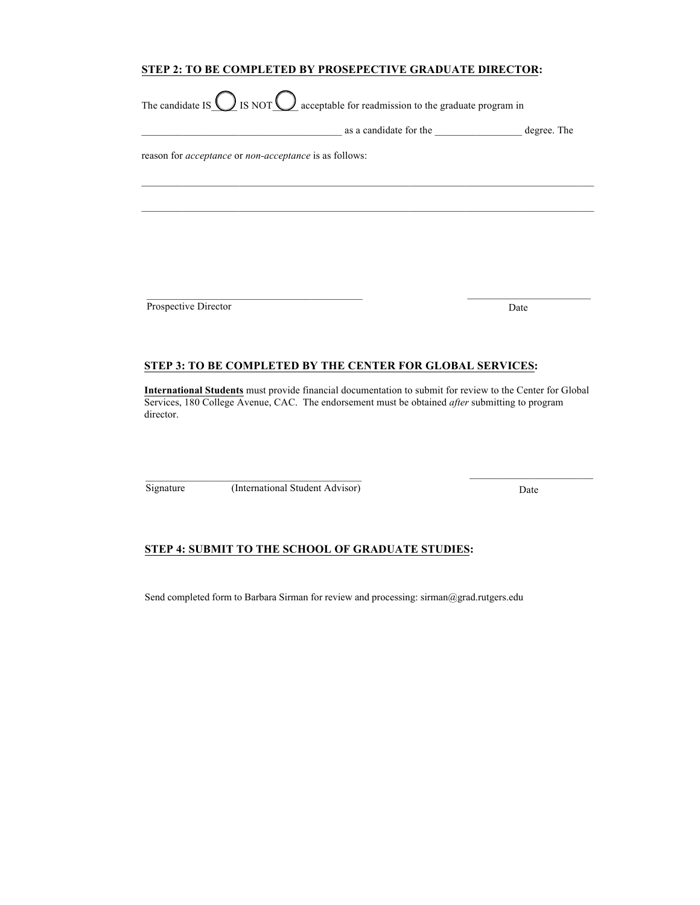**STEP 2: TO BE COMPLETED BY PROSEPECTIVE GRADUATE DIRECTOR:**

The candidate IS ◯ IS NOT ◯ acceptable for readmission to the graduate program in

______________________________________ as a candidate for the ________________ degree. The

reason for *acceptance* or *non-acceptance* is as follows:

_____________________________________________________________________________________

_____________________________________________________________________________________

_________________________________________ _______________________

Prospective Director Date

**STEP 3: TO BE COMPLETED BY THE CENTER FOR GLOBAL SERVICES:**

**International Students** must provide financial documentation to submit for review to the Center for Global Services, 180 College Avenue, CAC. The endorsement must be obtained *after* submitting to program director.

_________________________________________ _______________________

Signature (International Student Advisor) Date

**STEP 4: SUBMIT TO THE SCHOOL OF GRADUATE STUDIES:**

Send completed form to Barbara Sirman for review and processing: sirman@grad.rutgers.edu